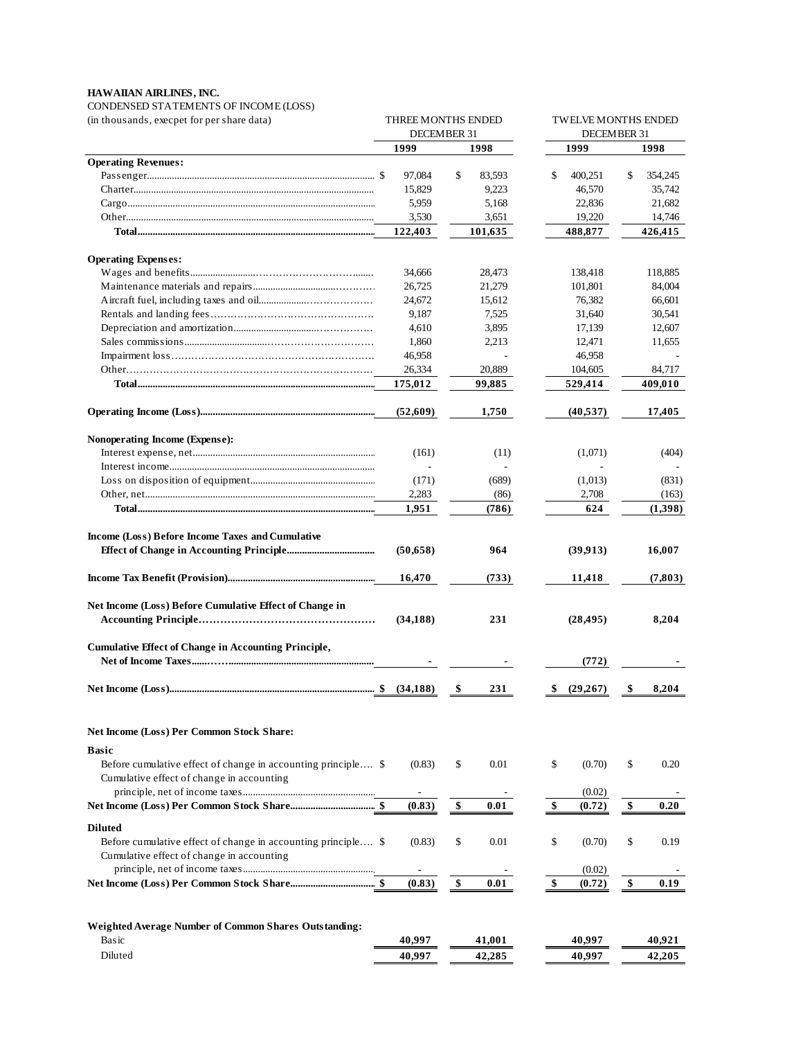**HAWAIIAN AIRLINES, INC.**

CONDENSED STATEMENTS OF INCOME (LOSS)

(in thousands, execpet for per share data)

| | THREE MONTHS ENDED DECEMBER 31 | | TWELVE MONTHS ENDED DECEMBER 31 | |
|---|---|---|---|---|
| | **1999** | **1998** | **1999** | **1998** |
| **Operating Revenues:** | | | | |
| Passenger | $ 97,084 | $ 83,593 | $ 400,251 | $ 354,245 |
| Charter | 15,829 | 9,223 | 46,570 | 35,742 |
| Cargo | 5,959 | 5,168 | 22,836 | 21,682 |
| Other | 3,530 | 3,651 | 19,220 | 14,746 |
| **Total** | **122,403** | **101,635** | **488,877** | **426,415** |
| **Operating Expenses:** | | | | |
| Wages and benefits | 34,666 | 28,473 | 138,418 | 118,885 |
| Maintenance materials and repairs | 26,725 | 21,279 | 101,801 | 84,004 |
| Aircraft fuel, including taxes and oil | 24,672 | 15,612 | 76,382 | 66,601 |
| Rentals and landing fees | 9,187 | 7,525 | 31,640 | 30,541 |
| Depreciation and amortization | 4,610 | 3,895 | 17,139 | 12,607 |
| Sales commissions | 1,860 | 2,213 | 12,471 | 11,655 |
| Impairment loss | 46,958 | - | 46,958 | - |
| Other | 26,334 | 20,889 | 104,605 | 84,717 |
| **Total** | **175,012** | **99,885** | **529,414** | **409,010** |
| **Operating Income (Loss)** | **(52,609)** | **1,750** | **(40,537)** | **17,405** |
| **Nonoperating Income (Expense):** | | | | |
| Interest expense, net | (161) | (11) | (1,071) | (404) |
| Interest income | - | - | - | - |
| Loss on disposition of equipment | (171) | (689) | (1,013) | (831) |
| Other, net | 2,283 | (86) | 2,708 | (163) |
| **Total** | **1,951** | **(786)** | **624** | **(1,398)** |
| **Income (Loss) Before Income Taxes and Cumulative Effect of Change in Accounting Principle** | **(50,658)** | **964** | **(39,913)** | **16,007** |
| **Income Tax Benefit (Provision)** | **16,470** | **(733)** | **11,418** | **(7,803)** |
| **Net Income (Loss) Before Cumulative Effect of Change in Accounting Principle** | **(34,188)** | **231** | **(28,495)** | **8,204** |
| **Cumulative Effect of Change in Accounting Principle, Net of Income Taxes** | **-** | **-** | **(772)** | **-** |
| **Net Income (Loss)** | **$ (34,188)** | **$ 231** | **$ (29,267)** | **$ 8,204** |
| **Net Income (Loss) Per Common Stock Share:** | | | | |
| **Basic** | | | | |
| Before cumulative effect of change in accounting principle | $ (0.83) | $ 0.01 | $ (0.70) | $ 0.20 |
| Cumulative effect of change in accounting principle, net of income taxes | - | - | (0.02) | - |
| **Net Income (Loss) Per Common Stock Share** | **$ (0.83)** | **$ 0.01** | **$ (0.72)** | **$ 0.20** |
| **Diluted** | | | | |
| Before cumulative effect of change in accounting principle | $ (0.83) | $ 0.01 | $ (0.70) | $ 0.19 |
| Cumulative effect of change in accounting principle, net of income taxes | - | - | (0.02) | - |
| **Net Income (Loss) Per Common Stock Share** | **$ (0.83)** | **$ 0.01** | **$ (0.72)** | **$ 0.19** |
| **Weighted Average Number of Common Shares Outstanding:** | | | | |
| Basic | **40,997** | **41,001** | **40,997** | **40,921** |
| Diluted | **40,997** | **42,285** | **40,997** | **42,205** |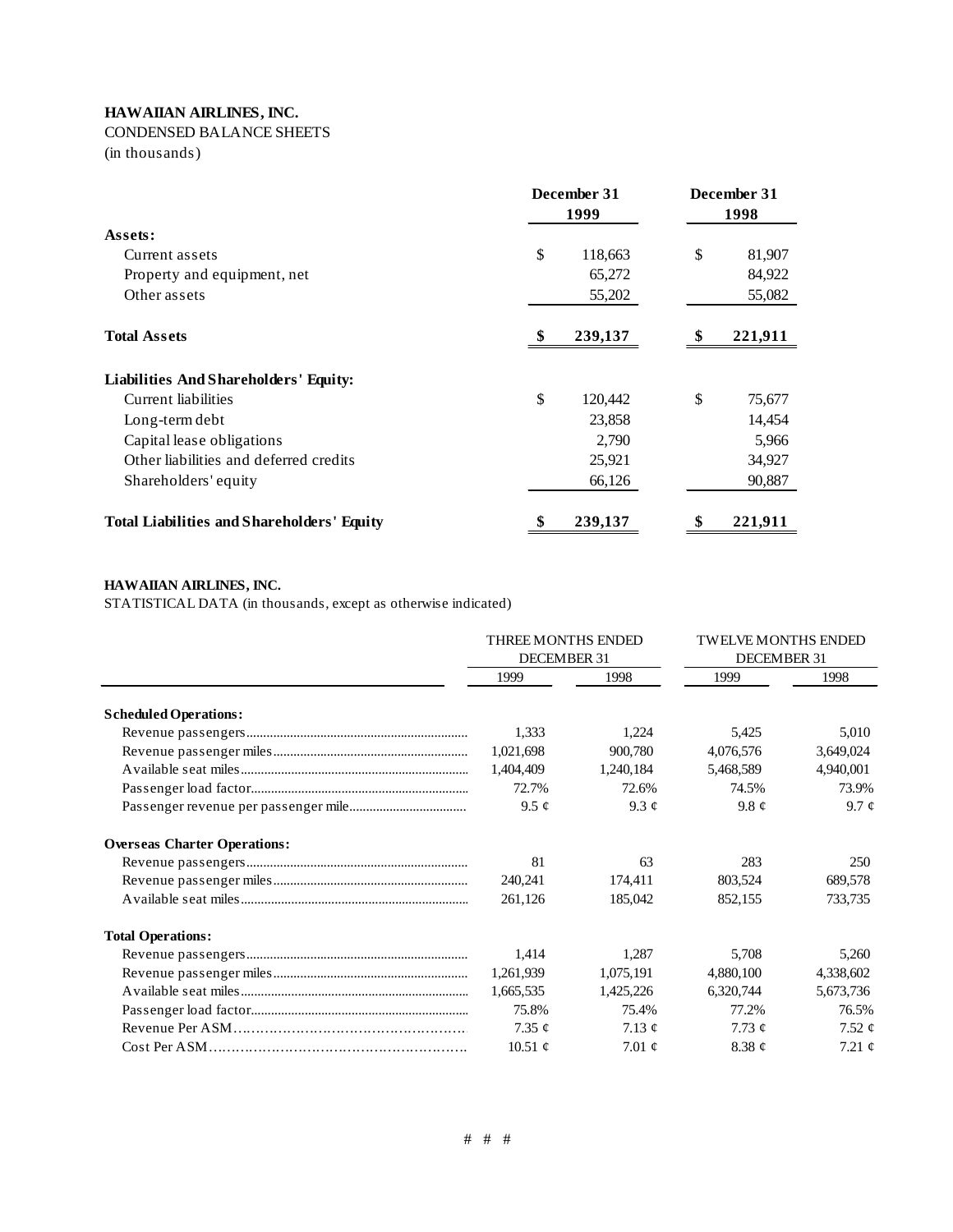**HAWAIIAN AIRLINES, INC.**

CONDENSED BALANCE SHEETS

(in thousands)

| | December 31 1999 | December 31 1998 |
|---|---|---|
| **Assets:** | | |
| Current assets | $ 118,663 | $ 81,907 |
| Property and equipment, net | 65,272 | 84,922 |
| Other assets | 55,202 | 55,082 |
| **Total Assets** | **$ 239,137** | **$ 221,911** |
| **Liabilities And Shareholders' Equity:** | | |
| Current liabilities | $ 120,442 | $ 75,677 |
| Long-term debt | 23,858 | 14,454 |
| Capital lease obligations | 2,790 | 5,966 |
| Other liabilities and deferred credits | 25,921 | 34,927 |
| Shareholders' equity | 66,126 | 90,887 |
| **Total Liabilities and Shareholders' Equity** | **$ 239,137** | **$ 221,911** |

**HAWAIIAN AIRLINES, INC.**

STATISTICAL DATA (in thousands, except as otherwise indicated)

| | THREE MONTHS ENDED DECEMBER 31 | | TWELVE MONTHS ENDED DECEMBER 31 | |
|---|---|---|---|---|
| | 1999 | 1998 | 1999 | 1998 |
| **Scheduled Operations:** | | | | |
| Revenue passengers | 1,333 | 1,224 | 5,425 | 5,010 |
| Revenue passenger miles | 1,021,698 | 900,780 | 4,076,576 | 3,649,024 |
| Available seat miles | 1,404,409 | 1,240,184 | 5,468,589 | 4,940,001 |
| Passenger load factor | 72.7% | 72.6% | 74.5% | 73.9% |
| Passenger revenue per passenger mile | 9.5 ¢ | 9.3 ¢ | 9.8 ¢ | 9.7 ¢ |
| **Overseas Charter Operations:** | | | | |
| Revenue passengers | 81 | 63 | 283 | 250 |
| Revenue passenger miles | 240,241 | 174,411 | 803,524 | 689,578 |
| Available seat miles | 261,126 | 185,042 | 852,155 | 733,735 |
| **Total Operations:** | | | | |
| Revenue passengers | 1,414 | 1,287 | 5,708 | 5,260 |
| Revenue passenger miles | 1,261,939 | 1,075,191 | 4,880,100 | 4,338,602 |
| Available seat miles | 1,665,535 | 1,425,226 | 6,320,744 | 5,673,736 |
| Passenger load factor | 75.8% | 75.4% | 77.2% | 76.5% |
| Revenue Per ASM | 7.35 ¢ | 7.13 ¢ | 7.73 ¢ | 7.52 ¢ |
| Cost Per ASM | 10.51 ¢ | 7.01 ¢ | 8.38 ¢ | 7.21 ¢ |

# # #